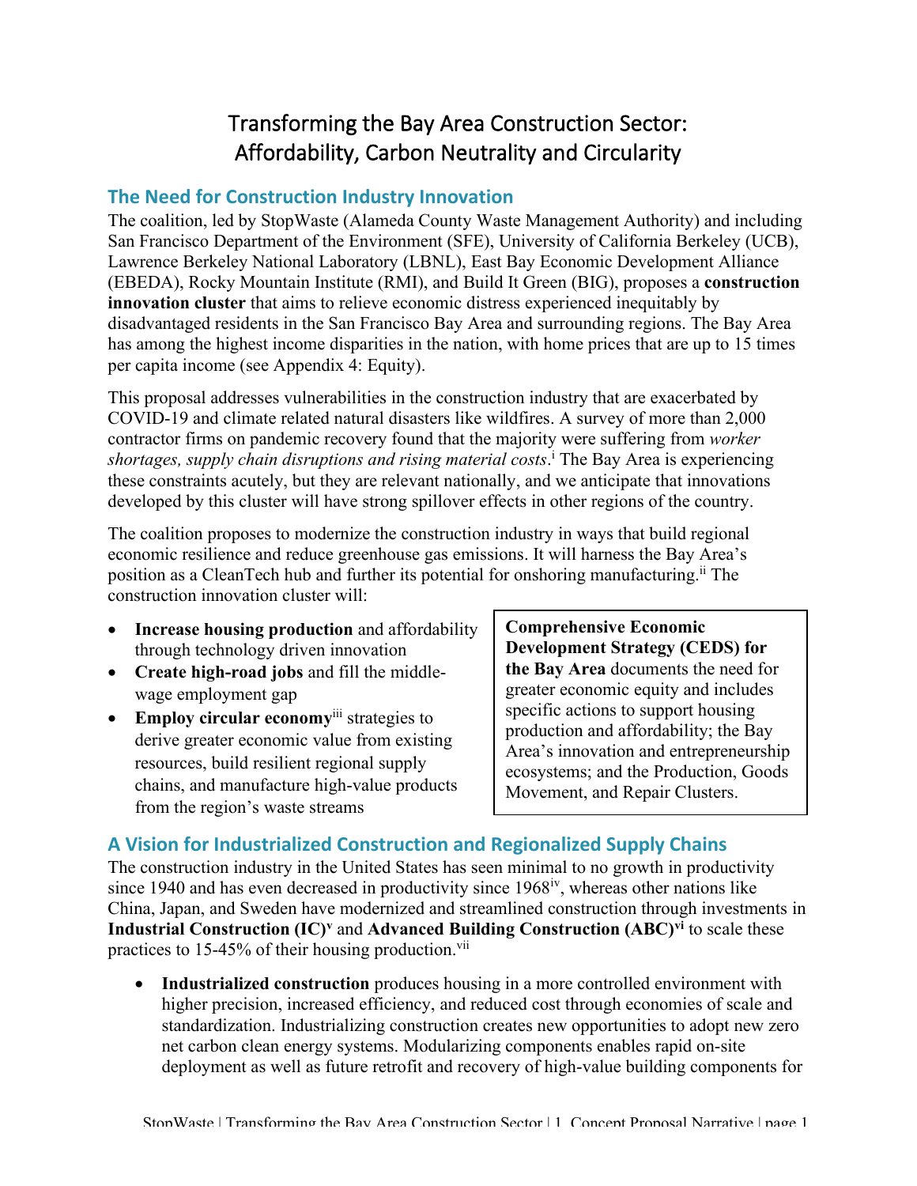# Transforming the Bay Area Construction Sector: Affordability, Carbon Neutrality and Circularity

## The Need for Construction Industry Innovation

The coalition, led by StopWaste (Alameda County Waste Management Authority) and including San Francisco Department of the Environment (SFE), University of California Berkeley (UCB), Lawrence Berkeley National Laboratory (LBNL), East Bay Economic Development Alliance (EBEDA), Rocky Mountain Institute (RMI), and Build It Green (BIG), proposes a **construction innovation cluster** that aims to relieve economic distress experienced inequitably by disadvantaged residents in the San Francisco Bay Area and surrounding regions. The Bay Area has among the highest income disparities in the nation, with home prices that are up to 15 times per capita income (see Appendix 4: Equity).

This proposal addresses vulnerabilities in the construction industry that are exacerbated by COVID-19 and climate related natural disasters like wildfires. A survey of more than 2,000 contractor firms on pandemic recovery found that the majority were suffering from *worker shortages, supply chain disruptions and rising material costs*.[i] The Bay Area is experiencing these constraints acutely, but they are relevant nationally, and we anticipate that innovations developed by this cluster will have strong spillover effects in other regions of the country.

The coalition proposes to modernize the construction industry in ways that build regional economic resilience and reduce greenhouse gas emissions. It will harness the Bay Area's position as a CleanTech hub and further its potential for onshoring manufacturing.[ii] The construction innovation cluster will:

- **Increase housing production** and affordability through technology driven innovation
- **Create high-road jobs** and fill the middle-wage employment gap
- **Employ circular economy**[iii] strategies to derive greater economic value from existing resources, build resilient regional supply chains, and manufacture high-value products from the region's waste streams

> **Comprehensive Economic Development Strategy (CEDS) for the Bay Area** documents the need for greater economic equity and includes specific actions to support housing production and affordability; the Bay Area's innovation and entrepreneurship ecosystems; and the Production, Goods Movement, and Repair Clusters.

## A Vision for Industrialized Construction and Regionalized Supply Chains

The construction industry in the United States has seen minimal to no growth in productivity since 1940 and has even decreased in productivity since 1968[iv], whereas other nations like China, Japan, and Sweden have modernized and streamlined construction through investments in **Industrial Construction (IC)**[v] and **Advanced Building Construction (ABC)**[vi] to scale these practices to 15-45% of their housing production.[vii]

- **Industrialized construction** produces housing in a more controlled environment with higher precision, increased efficiency, and reduced cost through economies of scale and standardization. Industrializing construction creates new opportunities to adopt new zero net carbon clean energy systems. Modularizing components enables rapid on-site deployment as well as future retrofit and recovery of high-value building components for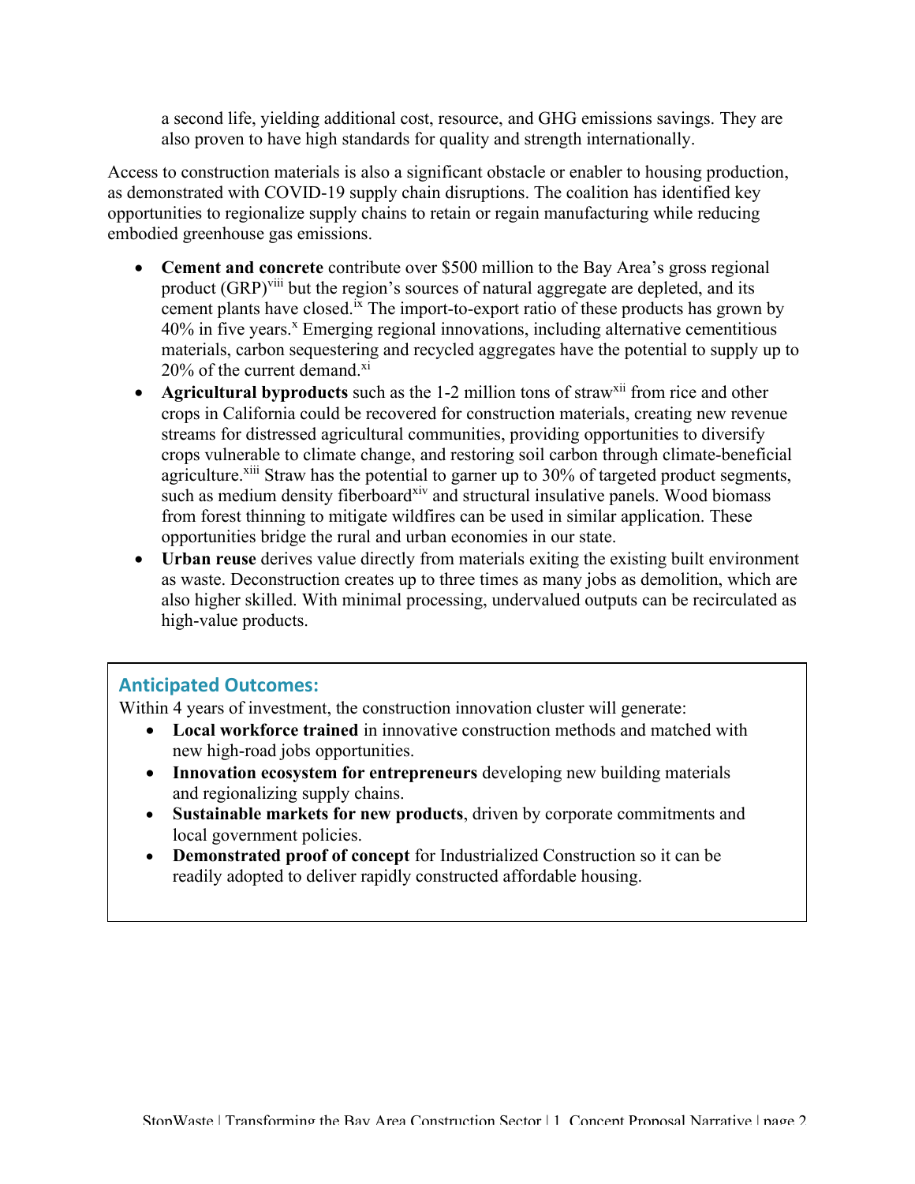a second life, yielding additional cost, resource, and GHG emissions savings. They are also proven to have high standards for quality and strength internationally.

Access to construction materials is also a significant obstacle or enabler to housing production, as demonstrated with COVID-19 supply chain disruptions. The coalition has identified key opportunities to regionalize supply chains to retain or regain manufacturing while reducing embodied greenhouse gas emissions.

- **Cement and concrete** contribute over $500 million to the Bay Area's gross regional product (GRP)[viii] but the region's sources of natural aggregate are depleted, and its cement plants have closed.[ix] The import-to-export ratio of these products has grown by 40% in five years.[x] Emerging regional innovations, including alternative cementitious materials, carbon sequestering and recycled aggregates have the potential to supply up to 20% of the current demand.[xi]
- **Agricultural byproducts** such as the 1-2 million tons of straw[xii] from rice and other crops in California could be recovered for construction materials, creating new revenue streams for distressed agricultural communities, providing opportunities to diversify crops vulnerable to climate change, and restoring soil carbon through climate-beneficial agriculture.[xiii] Straw has the potential to garner up to 30% of targeted product segments, such as medium density fiberboard[xiv] and structural insulative panels. Wood biomass from forest thinning to mitigate wildfires can be used in similar application. These opportunities bridge the rural and urban economies in our state.
- **Urban reuse** derives value directly from materials exiting the existing built environment as waste. Deconstruction creates up to three times as many jobs as demolition, which are also higher skilled. With minimal processing, undervalued outputs can be recirculated as high-value products.

### Anticipated Outcomes:

Within 4 years of investment, the construction innovation cluster will generate:

- **Local workforce trained** in innovative construction methods and matched with new high-road jobs opportunities.
- **Innovation ecosystem for entrepreneurs** developing new building materials and regionalizing supply chains.
- **Sustainable markets for new products**, driven by corporate commitments and local government policies.
- **Demonstrated proof of concept** for Industrialized Construction so it can be readily adopted to deliver rapidly constructed affordable housing.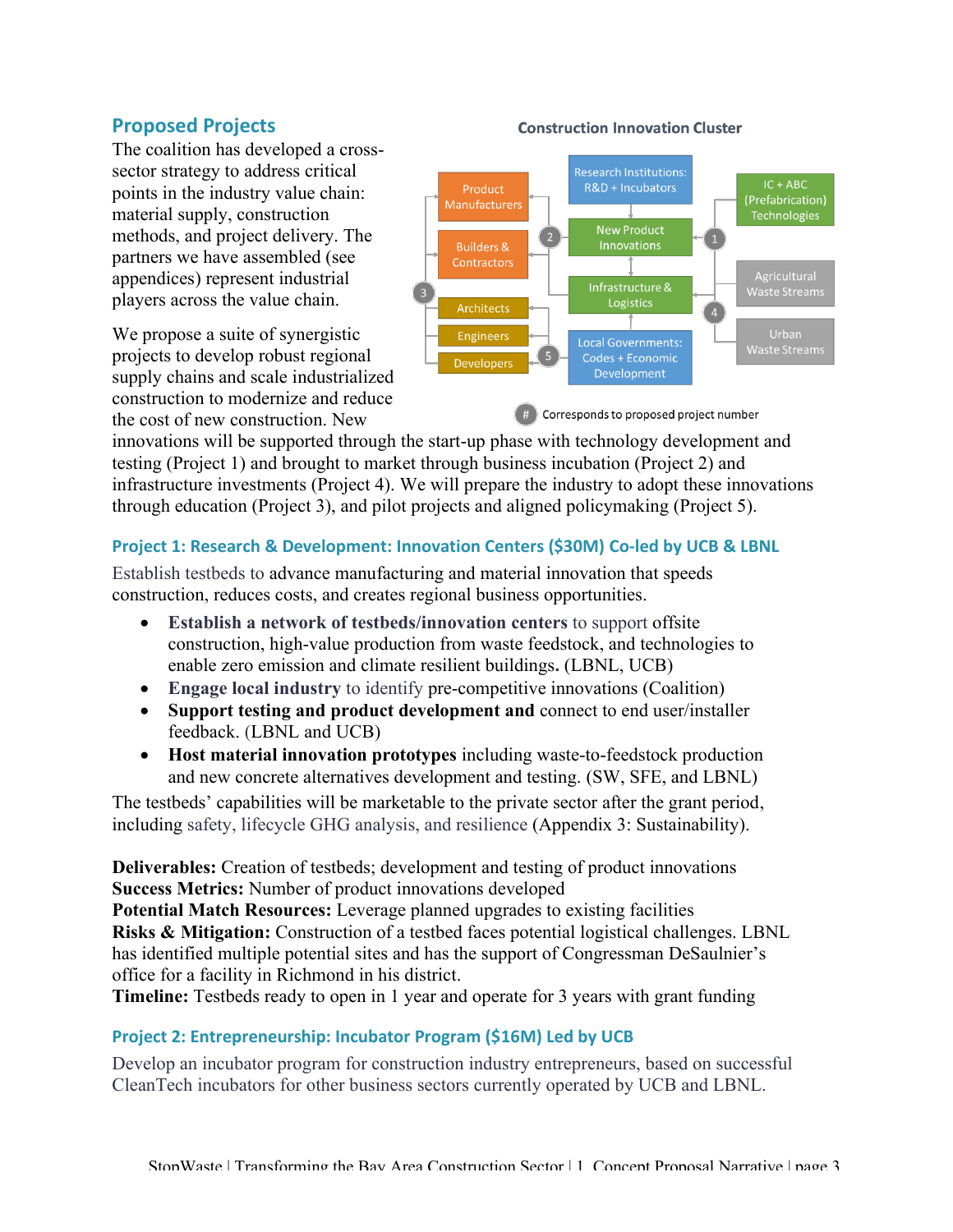## Proposed Projects

The coalition has developed a cross-sector strategy to address critical points in the industry value chain: material supply, construction methods, and project delivery. The partners we have assembled (see appendices) represent industrial players across the value chain.

We propose a suite of synergistic projects to develop robust regional supply chains and scale industrialized construction to modernize and reduce the cost of new construction. New innovations will be supported through the start-up phase with technology development and testing (Project 1) and brought to market through business incubation (Project 2) and infrastructure investments (Project 4). We will prepare the industry to adopt these innovations through education (Project 3), and pilot projects and aligned policymaking (Project 5).

**Construction Innovation Cluster**

Product Manufacturers; Builders & Contractors; Architects; Engineers; Developers; Research Institutions: R&D + Incubators; New Product Innovations; Infrastructure & Logistics; Local Governments: Codes + Economic Development; IC + ABC (Prefabrication) Technologies; Agricultural Waste Streams; Urban Waste Streams

(#) Corresponds to proposed project number

### Project 1: Research & Development: Innovation Centers ($30M) Co-led by UCB & LBNL

Establish testbeds to advance manufacturing and material innovation that speeds construction, reduces costs, and creates regional business opportunities.

- **Establish a network of testbeds/innovation centers** to support offsite construction, high-value production from waste feedstock, and technologies to enable zero emission and climate resilient buildings. (LBNL, UCB)
- **Engage local industry** to identify pre-competitive innovations (Coalition)
- **Support testing and product development and** connect to end user/installer feedback. (LBNL and UCB)
- **Host material innovation prototypes** including waste-to-feedstock production and new concrete alternatives development and testing. (SW, SFE, and LBNL)

The testbeds' capabilities will be marketable to the private sector after the grant period, including safety, lifecycle GHG analysis, and resilience (Appendix 3: Sustainability).

**Deliverables:** Creation of testbeds; development and testing of product innovations
**Success Metrics:** Number of product innovations developed
**Potential Match Resources:** Leverage planned upgrades to existing facilities
**Risks & Mitigation:** Construction of a testbed faces potential logistical challenges. LBNL has identified multiple potential sites and has the support of Congressman DeSaulnier's office for a facility in Richmond in his district.
**Timeline:** Testbeds ready to open in 1 year and operate for 3 years with grant funding

### Project 2: Entrepreneurship: Incubator Program ($16M) Led by UCB

Develop an incubator program for construction industry entrepreneurs, based on successful CleanTech incubators for other business sectors currently operated by UCB and LBNL.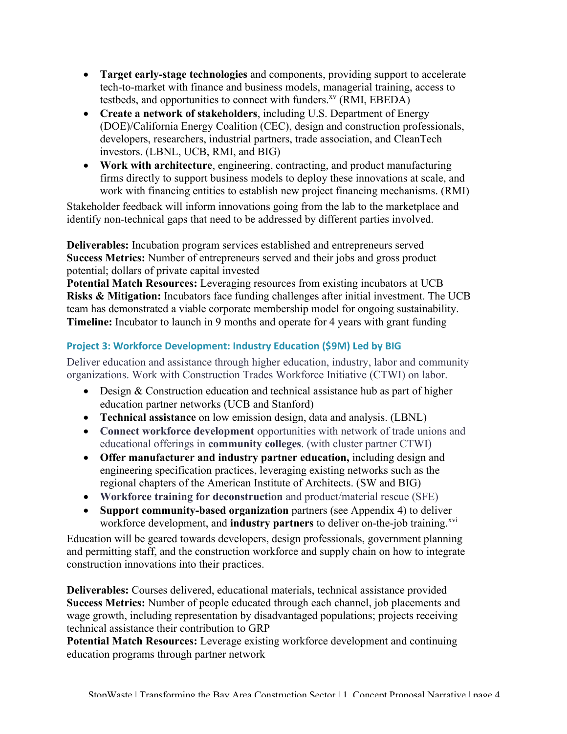- **Target early-stage technologies** and components, providing support to accelerate tech-to-market with finance and business models, managerial training, access to testbeds, and opportunities to connect with funders.[xv] (RMI, EBEDA)
- **Create a network of stakeholders**, including U.S. Department of Energy (DOE)/California Energy Coalition (CEC), design and construction professionals, developers, researchers, industrial partners, trade association, and CleanTech investors. (LBNL, UCB, RMI, and BIG)
- **Work with architecture**, engineering, contracting, and product manufacturing firms directly to support business models to deploy these innovations at scale, and work with financing entities to establish new project financing mechanisms. (RMI)

Stakeholder feedback will inform innovations going from the lab to the marketplace and identify non-technical gaps that need to be addressed by different parties involved.

**Deliverables:** Incubation program services established and entrepreneurs served
**Success Metrics:** Number of entrepreneurs served and their jobs and gross product potential; dollars of private capital invested
**Potential Match Resources:** Leveraging resources from existing incubators at UCB
**Risks & Mitigation:** Incubators face funding challenges after initial investment. The UCB team has demonstrated a viable corporate membership model for ongoing sustainability.
**Timeline:** Incubator to launch in 9 months and operate for 4 years with grant funding

### Project 3: Workforce Development: Industry Education ($9M) Led by BIG

Deliver education and assistance through higher education, industry, labor and community organizations. Work with Construction Trades Workforce Initiative (CTWI) on labor.

- Design & Construction education and technical assistance hub as part of higher education partner networks (UCB and Stanford)
- **Technical assistance** on low emission design, data and analysis. (LBNL)
- **Connect workforce development** opportunities with network of trade unions and educational offerings in **community colleges**. (with cluster partner CTWI)
- **Offer manufacturer and industry partner education,** including design and engineering specification practices, leveraging existing networks such as the regional chapters of the American Institute of Architects. (SW and BIG)
- **Workforce training for deconstruction** and product/material rescue (SFE)
- **Support community-based organization** partners (see Appendix 4) to deliver workforce development, and **industry partners** to deliver on-the-job training.[xvi]

Education will be geared towards developers, design professionals, government planning and permitting staff, and the construction workforce and supply chain on how to integrate construction innovations into their practices.

**Deliverables:** Courses delivered, educational materials, technical assistance provided
**Success Metrics:** Number of people educated through each channel, job placements and wage growth, including representation by disadvantaged populations; projects receiving technical assistance their contribution to GRP
**Potential Match Resources:** Leverage existing workforce development and continuing education programs through partner network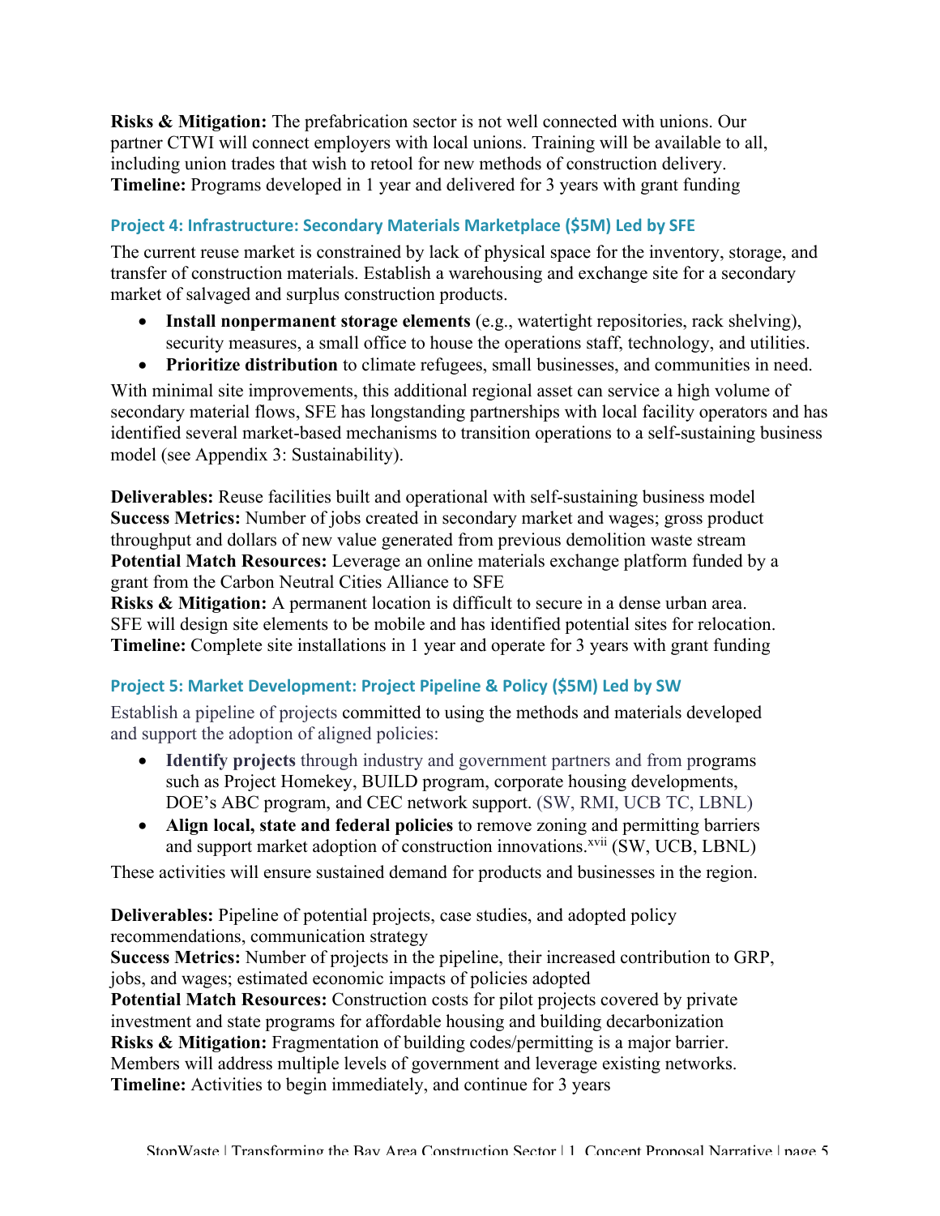**Risks & Mitigation:** The prefabrication sector is not well connected with unions. Our partner CTWI will connect employers with local unions. Training will be available to all, including union trades that wish to retool for new methods of construction delivery.
**Timeline:** Programs developed in 1 year and delivered for 3 years with grant funding

### Project 4: Infrastructure: Secondary Materials Marketplace ($5M) Led by SFE

The current reuse market is constrained by lack of physical space for the inventory, storage, and transfer of construction materials. Establish a warehousing and exchange site for a secondary market of salvaged and surplus construction products.

- **Install nonpermanent storage elements** (e.g., watertight repositories, rack shelving), security measures, a small office to house the operations staff, technology, and utilities.
- **Prioritize distribution** to climate refugees, small businesses, and communities in need.

With minimal site improvements, this additional regional asset can service a high volume of secondary material flows, SFE has longstanding partnerships with local facility operators and has identified several market-based mechanisms to transition operations to a self-sustaining business model (see Appendix 3: Sustainability).

**Deliverables:** Reuse facilities built and operational with self-sustaining business model
**Success Metrics:** Number of jobs created in secondary market and wages; gross product throughput and dollars of new value generated from previous demolition waste stream
**Potential Match Resources:** Leverage an online materials exchange platform funded by a grant from the Carbon Neutral Cities Alliance to SFE
**Risks & Mitigation:** A permanent location is difficult to secure in a dense urban area. SFE will design site elements to be mobile and has identified potential sites for relocation.
**Timeline:** Complete site installations in 1 year and operate for 3 years with grant funding

### Project 5: Market Development: Project Pipeline & Policy ($5M) Led by SW

Establish a pipeline of projects committed to using the methods and materials developed and support the adoption of aligned policies:

- **Identify projects** through industry and government partners and from programs such as Project Homekey, BUILD program, corporate housing developments, DOE's ABC program, and CEC network support. (SW, RMI, UCB TC, LBNL)
- **Align local, state and federal policies** to remove zoning and permitting barriers and support market adoption of construction innovations.[xvii] (SW, UCB, LBNL)

These activities will ensure sustained demand for products and businesses in the region.

**Deliverables:** Pipeline of potential projects, case studies, and adopted policy recommendations, communication strategy
**Success Metrics:** Number of projects in the pipeline, their increased contribution to GRP, jobs, and wages; estimated economic impacts of policies adopted
**Potential Match Resources:** Construction costs for pilot projects covered by private investment and state programs for affordable housing and building decarbonization
**Risks & Mitigation:** Fragmentation of building codes/permitting is a major barrier. Members will address multiple levels of government and leverage existing networks.
**Timeline:** Activities to begin immediately, and continue for 3 years